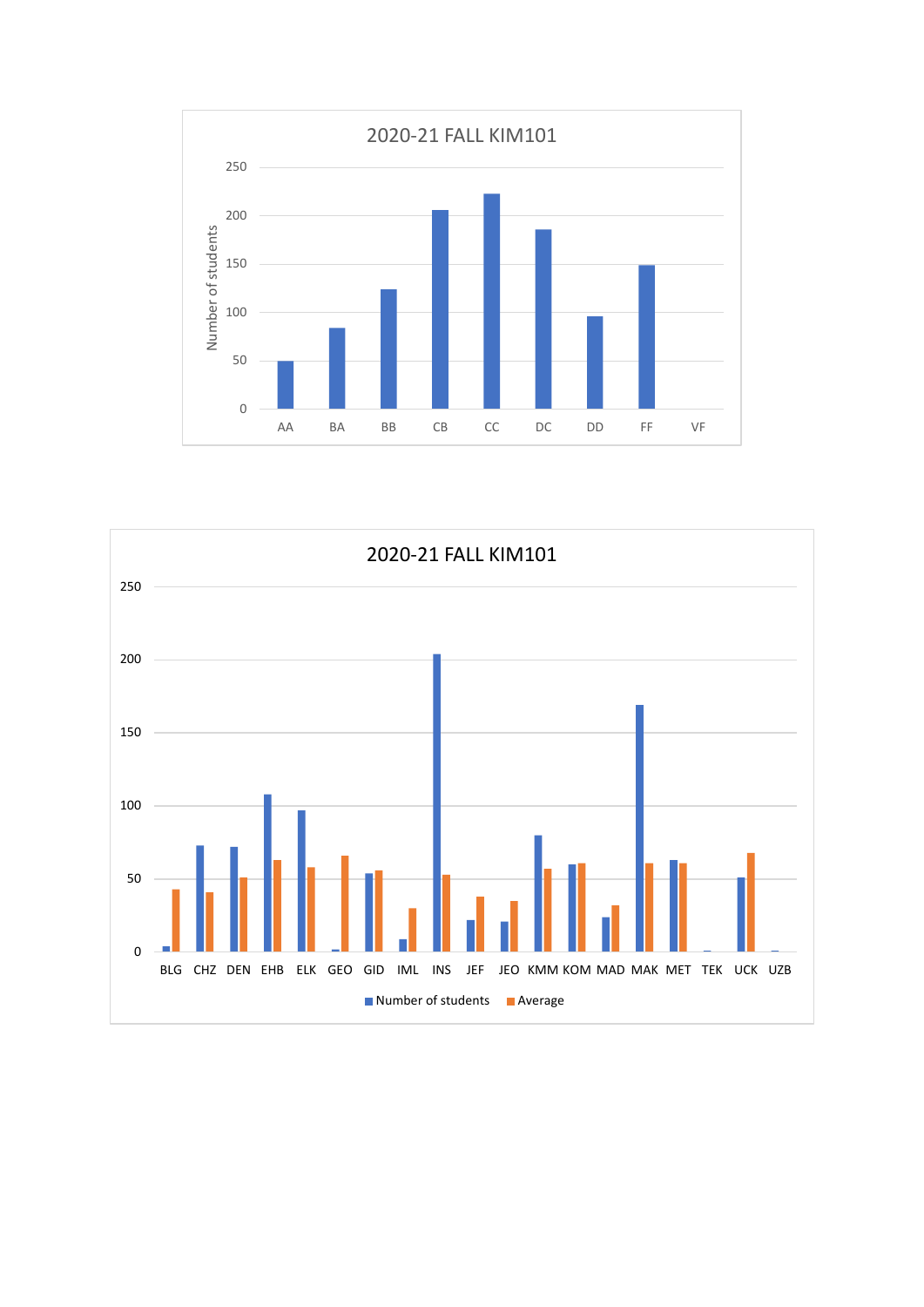## 2020-21 FALL KIM101

Number of students

| 250 |
|---|
| 200 |
| 150 |
| 100 |
| 50 |
| 0 |

AA BA BB CB CC DC DD FF VF

## 2020-21 FALL KIM101

250
200
150
100
50
0

BLG CHZ DEN EHB ELK GEO GID IML INS JEF JEO KMM KOM MAD MAK MET TEK UCK UZB

Number of students   Average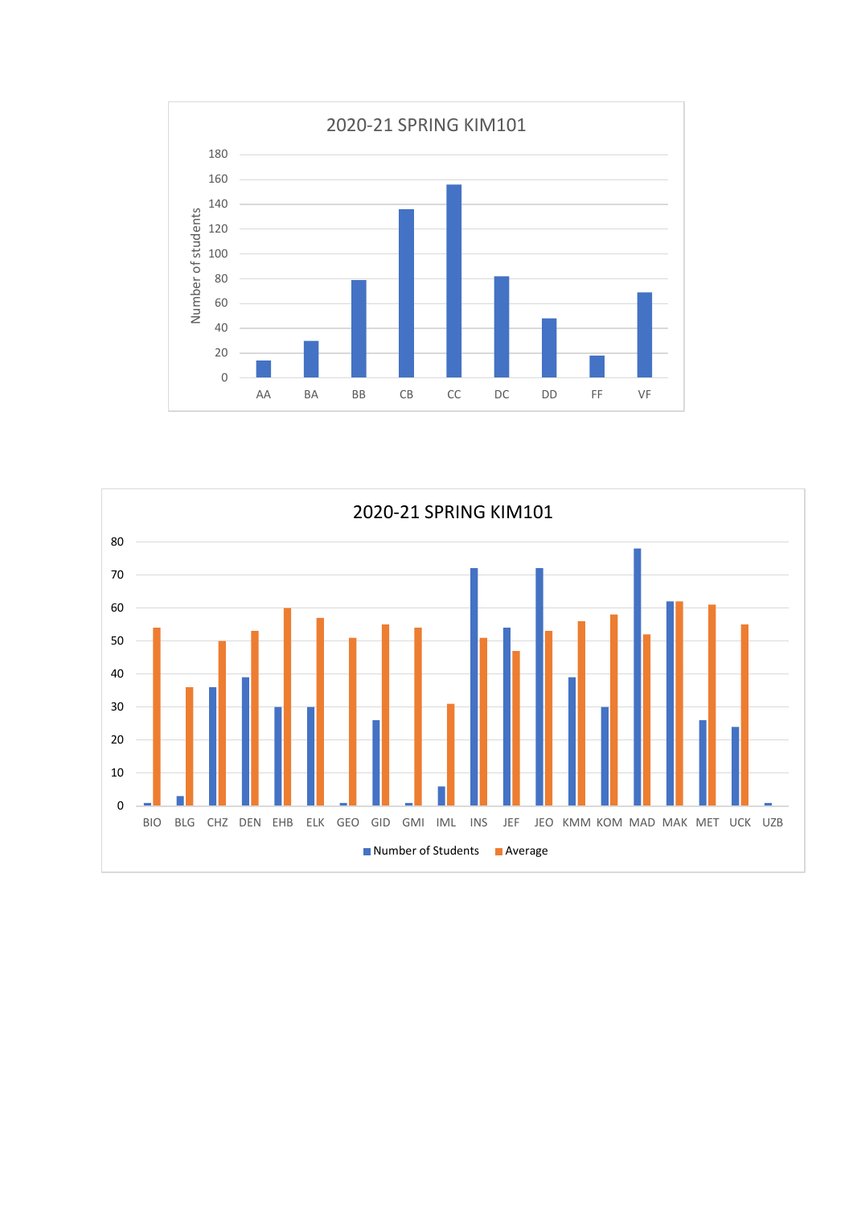## 2020-21 SPRING KIM101

| Grade | Number of students |
|---|---|
| AA | 14 |
| BA | 30 |
| BB | 79 |
| CB | 136 |
| CC | 155 |
| DC | 82 |
| DD | 48 |
| FF | 18 |
| VF | 69 |

## 2020-21 SPRING KIM101

| Department | Number of Students | Average |
|---|---|---|
| BIO | 1 | 54 |
| BLG | 3 | 36 |
| CHZ | 36 | 50 |
| DEN | 39 | 53 |
| EHB | 30 | 60 |
| ELK | 30 | 57 |
| GEO | 1 | 51 |
| GID | 26 | 55 |
| GMI | 1 | 54 |
| IML | 6 | 31 |
| INS | 72 | 51 |
| JEF | 54 | 47 |
| JEO | 72 | 53 |
| KMM | 39 | 56 |
| KOM | 30 | 58 |
| MAD | 78 | 52 |
| MAK | 62 | 62 |
| MET | 26 | 61 |
| UCK | 24 | 55 |
| UZB | 1 | |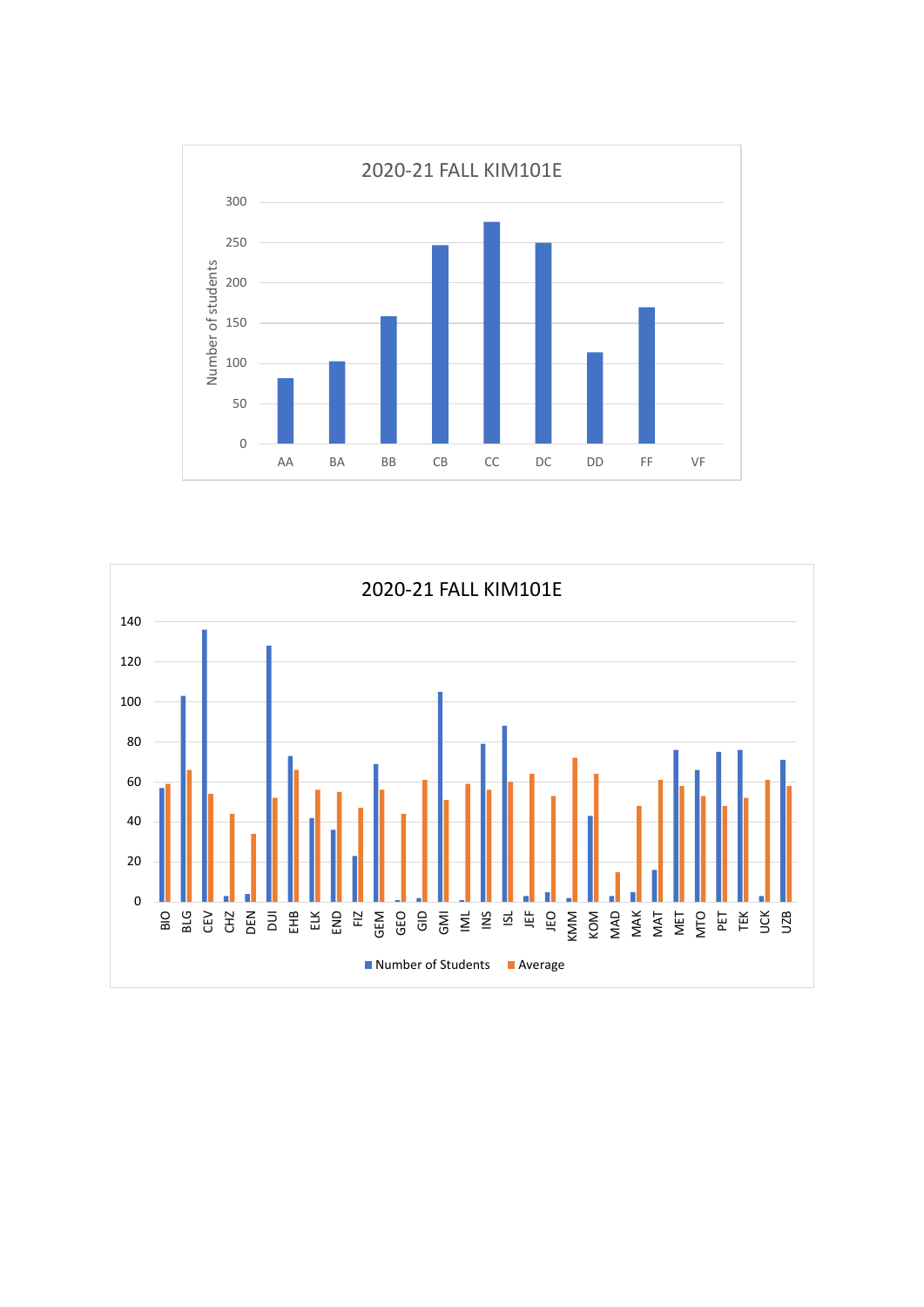**2020-21 FALL KIM101E**

Number of students

AA, BA, BB, CB, CC, DC, DD, FF, VF

**2020-21 FALL KIM101E**

BIO, BLG, CEV, CHZ, DEN, DUI, EHB, ELK, END, FIZ, GEM, GEO, GID, GMI, IML, INS, ISL, JEF, JEO, KMM, KOM, MAD, MAK, MAT, MET, MTO, PET, TEK, UCK, UZB

Number of Students   Average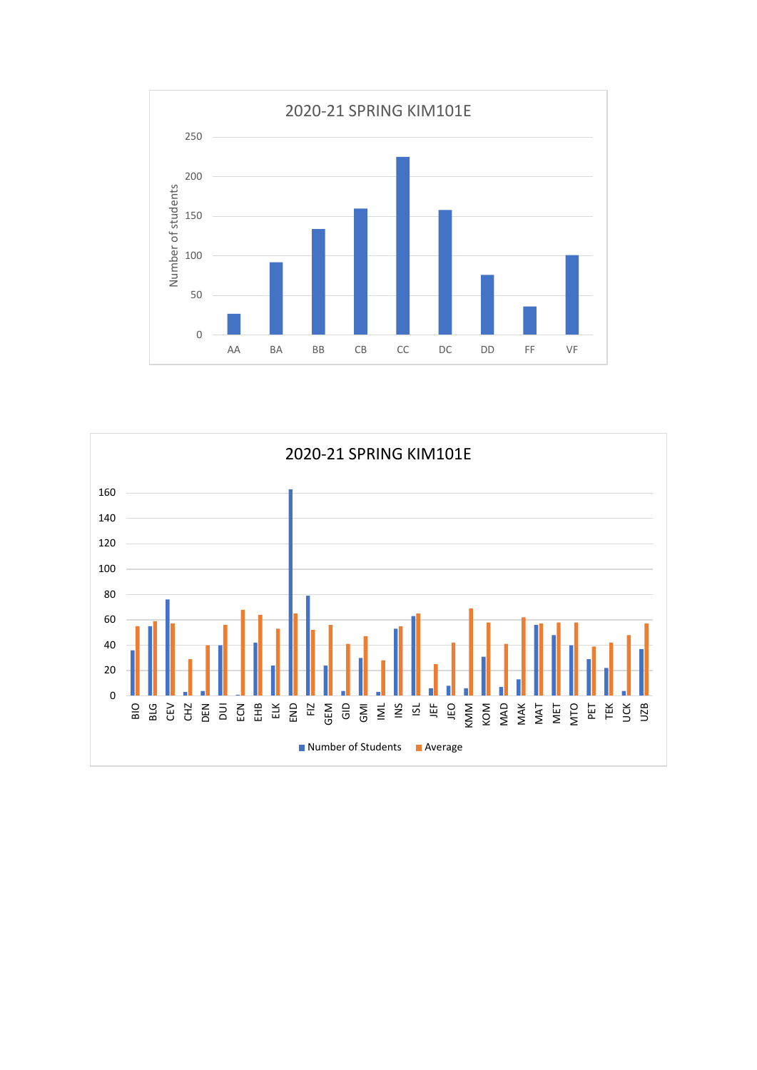2020-21 SPRING KIM101E

Number of students

250
200
150
100
50
0

AA BA BB CB CC DC DD FF VF

2020-21 SPRING KIM101E

160
140
120
100
80
60
40
20
0

BIO BLG CEV CHZ DEN DUI ECN EHB ELK END FIZ GEM GID GMI IML INS ISL JEF JEO KMM KOM MAD MAK MAT MET MTO PET TEK UCK UZB

Number of Students Average